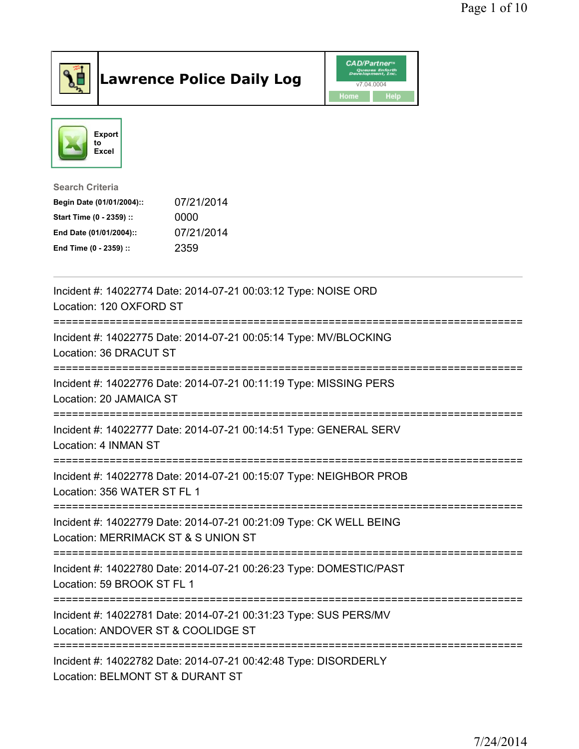# Lawrence Police Daily Log

Export to Excel

**Search Criteria**

| | |
|---|---|
| **Begin Date (01/01/2004)::** | 07/21/2014 |
| **Start Time (0 - 2359) ::** | 0000 |
| **End Date (01/01/2004)::** | 07/21/2014 |
| **End Time (0 - 2359) ::** | 2359 |

---

Incident #: 14022774 Date: 2014-07-21 00:03:12 Type: NOISE ORD
Location: 120 OXFORD ST

===========================================================================

Incident #: 14022775 Date: 2014-07-21 00:05:14 Type: MV/BLOCKING
Location: 36 DRACUT ST

===========================================================================

Incident #: 14022776 Date: 2014-07-21 00:11:19 Type: MISSING PERS
Location: 20 JAMAICA ST

===========================================================================

Incident #: 14022777 Date: 2014-07-21 00:14:51 Type: GENERAL SERV
Location: 4 INMAN ST

===========================================================================

Incident #: 14022778 Date: 2014-07-21 00:15:07 Type: NEIGHBOR PROB
Location: 356 WATER ST FL 1

===========================================================================

Incident #: 14022779 Date: 2014-07-21 00:21:09 Type: CK WELL BEING
Location: MERRIMACK ST & S UNION ST

===========================================================================

Incident #: 14022780 Date: 2014-07-21 00:26:23 Type: DOMESTIC/PAST
Location: 59 BROOK ST FL 1

===========================================================================

Incident #: 14022781 Date: 2014-07-21 00:31:23 Type: SUS PERS/MV
Location: ANDOVER ST & COOLIDGE ST

===========================================================================

Incident #: 14022782 Date: 2014-07-21 00:42:48 Type: DISORDERLY
Location: BELMONT ST & DURANT ST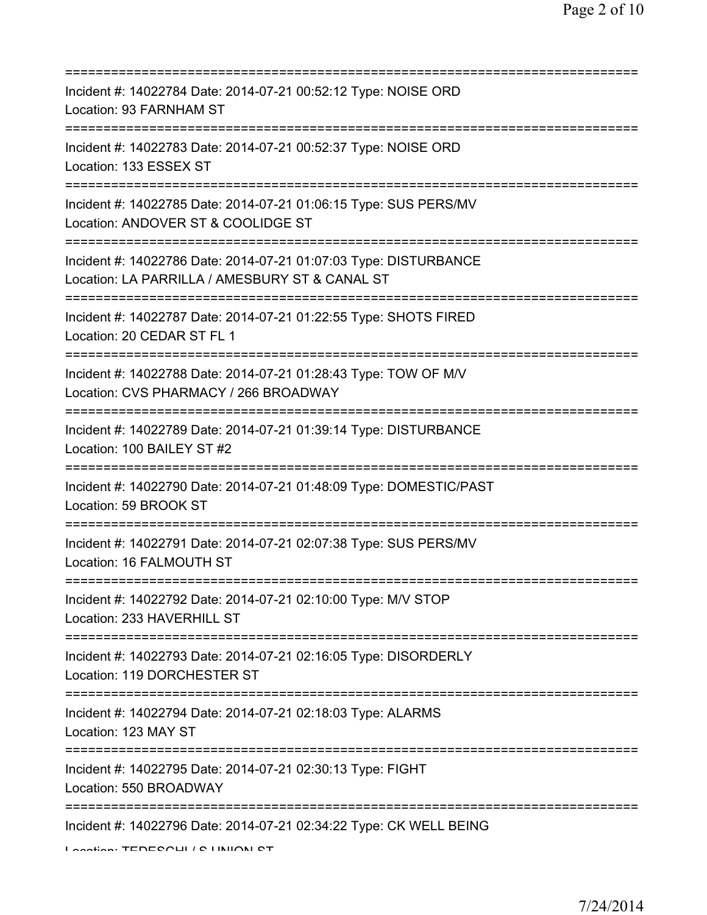===========================================================================

Incident #: 14022784 Date: 2014-07-21 00:52:12 Type: NOISE ORD
Location: 93 FARNHAM ST

===========================================================================

Incident #: 14022783 Date: 2014-07-21 00:52:37 Type: NOISE ORD
Location: 133 ESSEX ST

===========================================================================

Incident #: 14022785 Date: 2014-07-21 01:06:15 Type: SUS PERS/MV
Location: ANDOVER ST & COOLIDGE ST

===========================================================================

Incident #: 14022786 Date: 2014-07-21 01:07:03 Type: DISTURBANCE
Location: LA PARRILLA / AMESBURY ST & CANAL ST

===========================================================================

Incident #: 14022787 Date: 2014-07-21 01:22:55 Type: SHOTS FIRED
Location: 20 CEDAR ST FL 1

===========================================================================

Incident #: 14022788 Date: 2014-07-21 01:28:43 Type: TOW OF M/V
Location: CVS PHARMACY / 266 BROADWAY

===========================================================================

Incident #: 14022789 Date: 2014-07-21 01:39:14 Type: DISTURBANCE
Location: 100 BAILEY ST #2

===========================================================================

Incident #: 14022790 Date: 2014-07-21 01:48:09 Type: DOMESTIC/PAST
Location: 59 BROOK ST

===========================================================================

Incident #: 14022791 Date: 2014-07-21 02:07:38 Type: SUS PERS/MV
Location: 16 FALMOUTH ST

===========================================================================

Incident #: 14022792 Date: 2014-07-21 02:10:00 Type: M/V STOP
Location: 233 HAVERHILL ST

===========================================================================

Incident #: 14022793 Date: 2014-07-21 02:16:05 Type: DISORDERLY
Location: 119 DORCHESTER ST

===========================================================================

Incident #: 14022794 Date: 2014-07-21 02:18:03 Type: ALARMS
Location: 123 MAY ST

===========================================================================

Incident #: 14022795 Date: 2014-07-21 02:30:13 Type: FIGHT
Location: 550 BROADWAY

===========================================================================

Incident #: 14022796 Date: 2014-07-21 02:34:22 Type: CK WELL BEING
Location: TEDESCHI / S UNION ST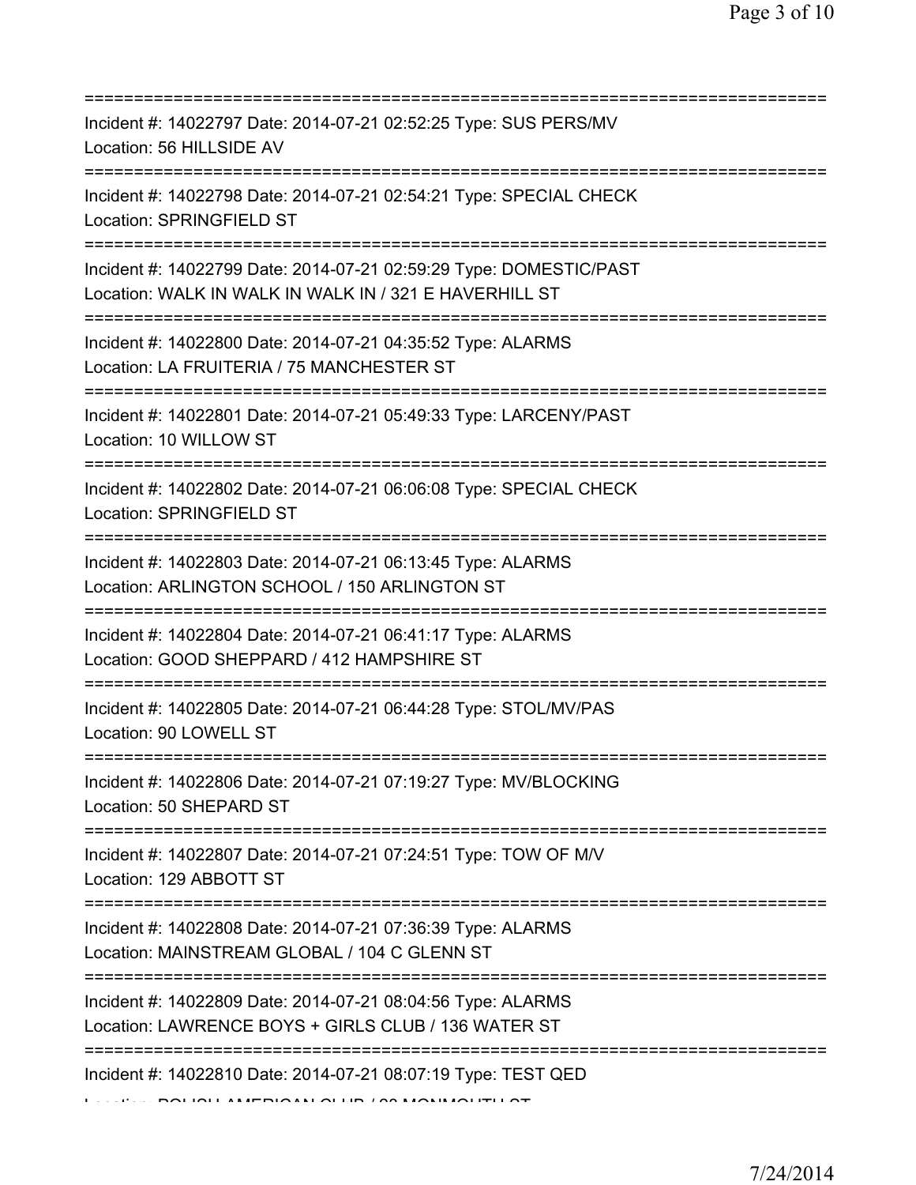===========================================================================

Incident #: 14022797 Date: 2014-07-21 02:52:25 Type: SUS PERS/MV
Location: 56 HILLSIDE AV

===========================================================================

Incident #: 14022798 Date: 2014-07-21 02:54:21 Type: SPECIAL CHECK
Location: SPRINGFIELD ST

===========================================================================

Incident #: 14022799 Date: 2014-07-21 02:59:29 Type: DOMESTIC/PAST
Location: WALK IN WALK IN WALK IN / 321 E HAVERHILL ST

===========================================================================

Incident #: 14022800 Date: 2014-07-21 04:35:52 Type: ALARMS
Location: LA FRUITERIA / 75 MANCHESTER ST

===========================================================================

Incident #: 14022801 Date: 2014-07-21 05:49:33 Type: LARCENY/PAST
Location: 10 WILLOW ST

===========================================================================

Incident #: 14022802 Date: 2014-07-21 06:06:08 Type: SPECIAL CHECK
Location: SPRINGFIELD ST

===========================================================================

Incident #: 14022803 Date: 2014-07-21 06:13:45 Type: ALARMS
Location: ARLINGTON SCHOOL / 150 ARLINGTON ST

===========================================================================

Incident #: 14022804 Date: 2014-07-21 06:41:17 Type: ALARMS
Location: GOOD SHEPPARD / 412 HAMPSHIRE ST

===========================================================================

Incident #: 14022805 Date: 2014-07-21 06:44:28 Type: STOL/MV/PAS
Location: 90 LOWELL ST

===========================================================================

Incident #: 14022806 Date: 2014-07-21 07:19:27 Type: MV/BLOCKING
Location: 50 SHEPARD ST

===========================================================================

Incident #: 14022807 Date: 2014-07-21 07:24:51 Type: TOW OF M/V
Location: 129 ABBOTT ST

===========================================================================

Incident #: 14022808 Date: 2014-07-21 07:36:39 Type: ALARMS
Location: MAINSTREAM GLOBAL / 104 C GLENN ST

===========================================================================

Incident #: 14022809 Date: 2014-07-21 08:04:56 Type: ALARMS
Location: LAWRENCE BOYS + GIRLS CLUB / 136 WATER ST

===========================================================================

Incident #: 14022810 Date: 2014-07-21 08:07:19 Type: TEST QED
Location: POLISH AMERICAN CLUB / 93 MONMOUTH ST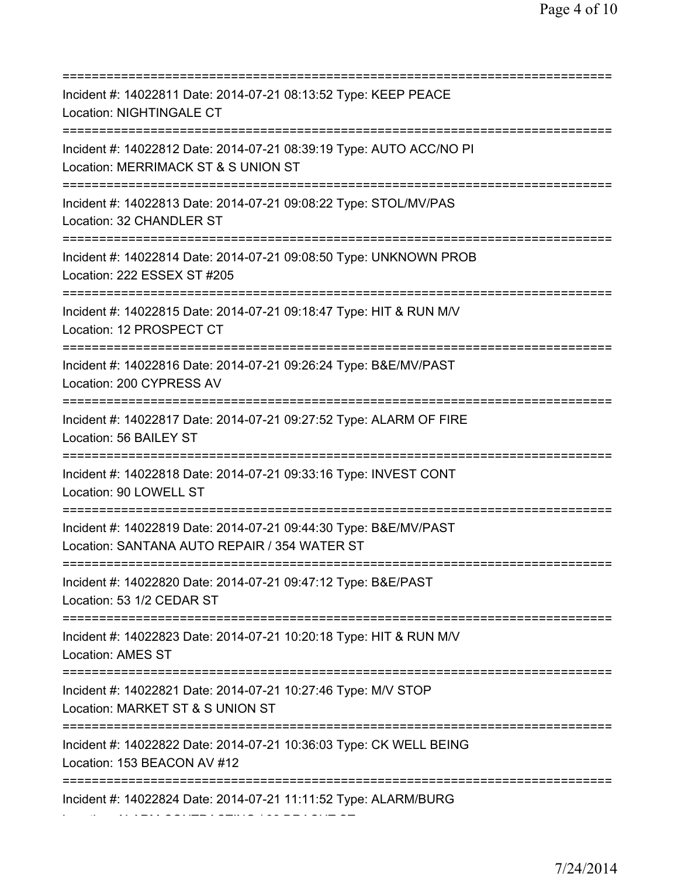===========================================================================

Incident #: 14022811 Date: 2014-07-21 08:13:52 Type: KEEP PEACE
Location: NIGHTINGALE CT

===========================================================================

Incident #: 14022812 Date: 2014-07-21 08:39:19 Type: AUTO ACC/NO PI
Location: MERRIMACK ST & S UNION ST

===========================================================================

Incident #: 14022813 Date: 2014-07-21 09:08:22 Type: STOL/MV/PAS
Location: 32 CHANDLER ST

===========================================================================

Incident #: 14022814 Date: 2014-07-21 09:08:50 Type: UNKNOWN PROB
Location: 222 ESSEX ST #205

===========================================================================

Incident #: 14022815 Date: 2014-07-21 09:18:47 Type: HIT & RUN M/V
Location: 12 PROSPECT CT

===========================================================================

Incident #: 14022816 Date: 2014-07-21 09:26:24 Type: B&E/MV/PAST
Location: 200 CYPRESS AV

===========================================================================

Incident #: 14022817 Date: 2014-07-21 09:27:52 Type: ALARM OF FIRE
Location: 56 BAILEY ST

===========================================================================

Incident #: 14022818 Date: 2014-07-21 09:33:16 Type: INVEST CONT
Location: 90 LOWELL ST

===========================================================================

Incident #: 14022819 Date: 2014-07-21 09:44:30 Type: B&E/MV/PAST
Location: SANTANA AUTO REPAIR / 354 WATER ST

===========================================================================

Incident #: 14022820 Date: 2014-07-21 09:47:12 Type: B&E/PAST
Location: 53 1/2 CEDAR ST

===========================================================================

Incident #: 14022823 Date: 2014-07-21 10:20:18 Type: HIT & RUN M/V
Location: AMES ST

===========================================================================

Incident #: 14022821 Date: 2014-07-21 10:27:46 Type: M/V STOP
Location: MARKET ST & S UNION ST

===========================================================================

Incident #: 14022822 Date: 2014-07-21 10:36:03 Type: CK WELL BEING
Location: 153 BEACON AV #12

===========================================================================

Incident #: 14022824 Date: 2014-07-21 11:11:52 Type: ALARM/BURG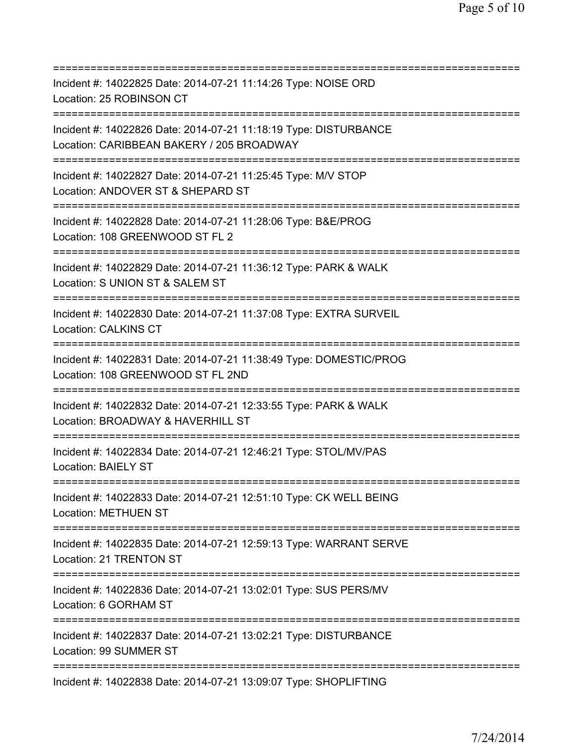===========================================================================
Incident #: 14022825 Date: 2014-07-21 11:14:26 Type: NOISE ORD
Location: 25 ROBINSON CT
===========================================================================
Incident #: 14022826 Date: 2014-07-21 11:18:19 Type: DISTURBANCE
Location: CARIBBEAN BAKERY / 205 BROADWAY
===========================================================================
Incident #: 14022827 Date: 2014-07-21 11:25:45 Type: M/V STOP
Location: ANDOVER ST & SHEPARD ST
===========================================================================
Incident #: 14022828 Date: 2014-07-21 11:28:06 Type: B&E/PROG
Location: 108 GREENWOOD ST FL 2
===========================================================================
Incident #: 14022829 Date: 2014-07-21 11:36:12 Type: PARK & WALK
Location: S UNION ST & SALEM ST
===========================================================================
Incident #: 14022830 Date: 2014-07-21 11:37:08 Type: EXTRA SURVEIL
Location: CALKINS CT
===========================================================================
Incident #: 14022831 Date: 2014-07-21 11:38:49 Type: DOMESTIC/PROG
Location: 108 GREENWOOD ST FL 2ND
===========================================================================
Incident #: 14022832 Date: 2014-07-21 12:33:55 Type: PARK & WALK
Location: BROADWAY & HAVERHILL ST
===========================================================================
Incident #: 14022834 Date: 2014-07-21 12:46:21 Type: STOL/MV/PAS
Location: BAIELY ST
===========================================================================
Incident #: 14022833 Date: 2014-07-21 12:51:10 Type: CK WELL BEING
Location: METHUEN ST
===========================================================================
Incident #: 14022835 Date: 2014-07-21 12:59:13 Type: WARRANT SERVE
Location: 21 TRENTON ST
===========================================================================
Incident #: 14022836 Date: 2014-07-21 13:02:01 Type: SUS PERS/MV
Location: 6 GORHAM ST
===========================================================================
Incident #: 14022837 Date: 2014-07-21 13:02:21 Type: DISTURBANCE
Location: 99 SUMMER ST
===========================================================================
Incident #: 14022838 Date: 2014-07-21 13:09:07 Type: SHOPLIFTING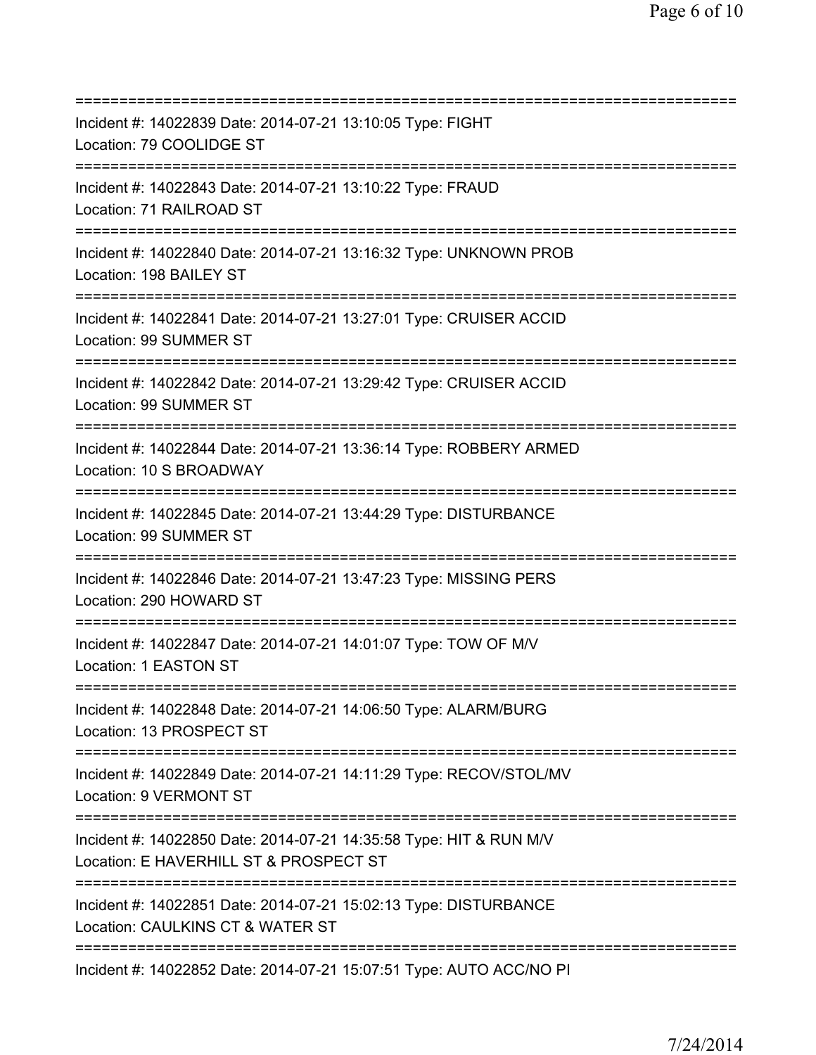===========================================================================

Incident #: 14022839 Date: 2014-07-21 13:10:05 Type: FIGHT
Location: 79 COOLIDGE ST

===========================================================================

Incident #: 14022843 Date: 2014-07-21 13:10:22 Type: FRAUD
Location: 71 RAILROAD ST

===========================================================================

Incident #: 14022840 Date: 2014-07-21 13:16:32 Type: UNKNOWN PROB
Location: 198 BAILEY ST

===========================================================================

Incident #: 14022841 Date: 2014-07-21 13:27:01 Type: CRUISER ACCID
Location: 99 SUMMER ST

===========================================================================

Incident #: 14022842 Date: 2014-07-21 13:29:42 Type: CRUISER ACCID
Location: 99 SUMMER ST

===========================================================================

Incident #: 14022844 Date: 2014-07-21 13:36:14 Type: ROBBERY ARMED
Location: 10 S BROADWAY

===========================================================================

Incident #: 14022845 Date: 2014-07-21 13:44:29 Type: DISTURBANCE
Location: 99 SUMMER ST

===========================================================================

Incident #: 14022846 Date: 2014-07-21 13:47:23 Type: MISSING PERS
Location: 290 HOWARD ST

===========================================================================

Incident #: 14022847 Date: 2014-07-21 14:01:07 Type: TOW OF M/V
Location: 1 EASTON ST

===========================================================================

Incident #: 14022848 Date: 2014-07-21 14:06:50 Type: ALARM/BURG
Location: 13 PROSPECT ST

===========================================================================

Incident #: 14022849 Date: 2014-07-21 14:11:29 Type: RECOV/STOL/MV
Location: 9 VERMONT ST

===========================================================================

Incident #: 14022850 Date: 2014-07-21 14:35:58 Type: HIT & RUN M/V
Location: E HAVERHILL ST & PROSPECT ST

===========================================================================

Incident #: 14022851 Date: 2014-07-21 15:02:13 Type: DISTURBANCE
Location: CAULKINS CT & WATER ST

===========================================================================

Incident #: 14022852 Date: 2014-07-21 15:07:51 Type: AUTO ACC/NO PI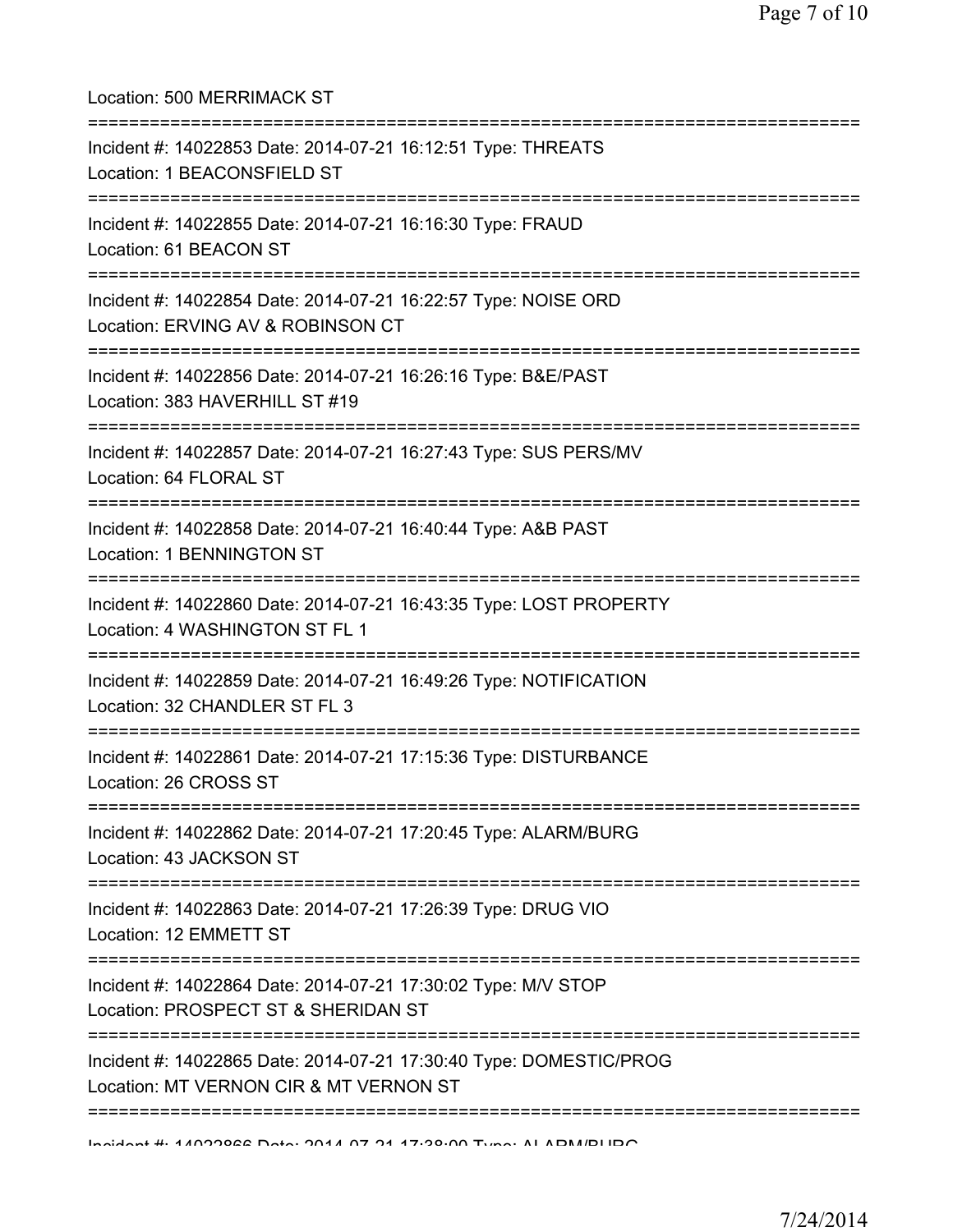Location: 500 MERRIMACK ST

===========================================================================

Incident #: 14022853 Date: 2014-07-21 16:12:51 Type: THREATS
Location: 1 BEACONSFIELD ST

===========================================================================

Incident #: 14022855 Date: 2014-07-21 16:16:30 Type: FRAUD
Location: 61 BEACON ST

===========================================================================

Incident #: 14022854 Date: 2014-07-21 16:22:57 Type: NOISE ORD
Location: ERVING AV & ROBINSON CT

===========================================================================

Incident #: 14022856 Date: 2014-07-21 16:26:16 Type: B&E/PAST
Location: 383 HAVERHILL ST #19

===========================================================================

Incident #: 14022857 Date: 2014-07-21 16:27:43 Type: SUS PERS/MV
Location: 64 FLORAL ST

===========================================================================

Incident #: 14022858 Date: 2014-07-21 16:40:44 Type: A&B PAST
Location: 1 BENNINGTON ST

===========================================================================

Incident #: 14022860 Date: 2014-07-21 16:43:35 Type: LOST PROPERTY
Location: 4 WASHINGTON ST FL 1

===========================================================================

Incident #: 14022859 Date: 2014-07-21 16:49:26 Type: NOTIFICATION
Location: 32 CHANDLER ST FL 3

===========================================================================

Incident #: 14022861 Date: 2014-07-21 17:15:36 Type: DISTURBANCE
Location: 26 CROSS ST

===========================================================================

Incident #: 14022862 Date: 2014-07-21 17:20:45 Type: ALARM/BURG
Location: 43 JACKSON ST

===========================================================================

Incident #: 14022863 Date: 2014-07-21 17:26:39 Type: DRUG VIO
Location: 12 EMMETT ST

===========================================================================

Incident #: 14022864 Date: 2014-07-21 17:30:02 Type: M/V STOP
Location: PROSPECT ST & SHERIDAN ST

===========================================================================

Incident #: 14022865 Date: 2014-07-21 17:30:40 Type: DOMESTIC/PROG
Location: MT VERNON CIR & MT VERNON ST

===========================================================================

Incident #: 14022866 Date: 2014-07-21 17:38:00 Type: ALARM/BURG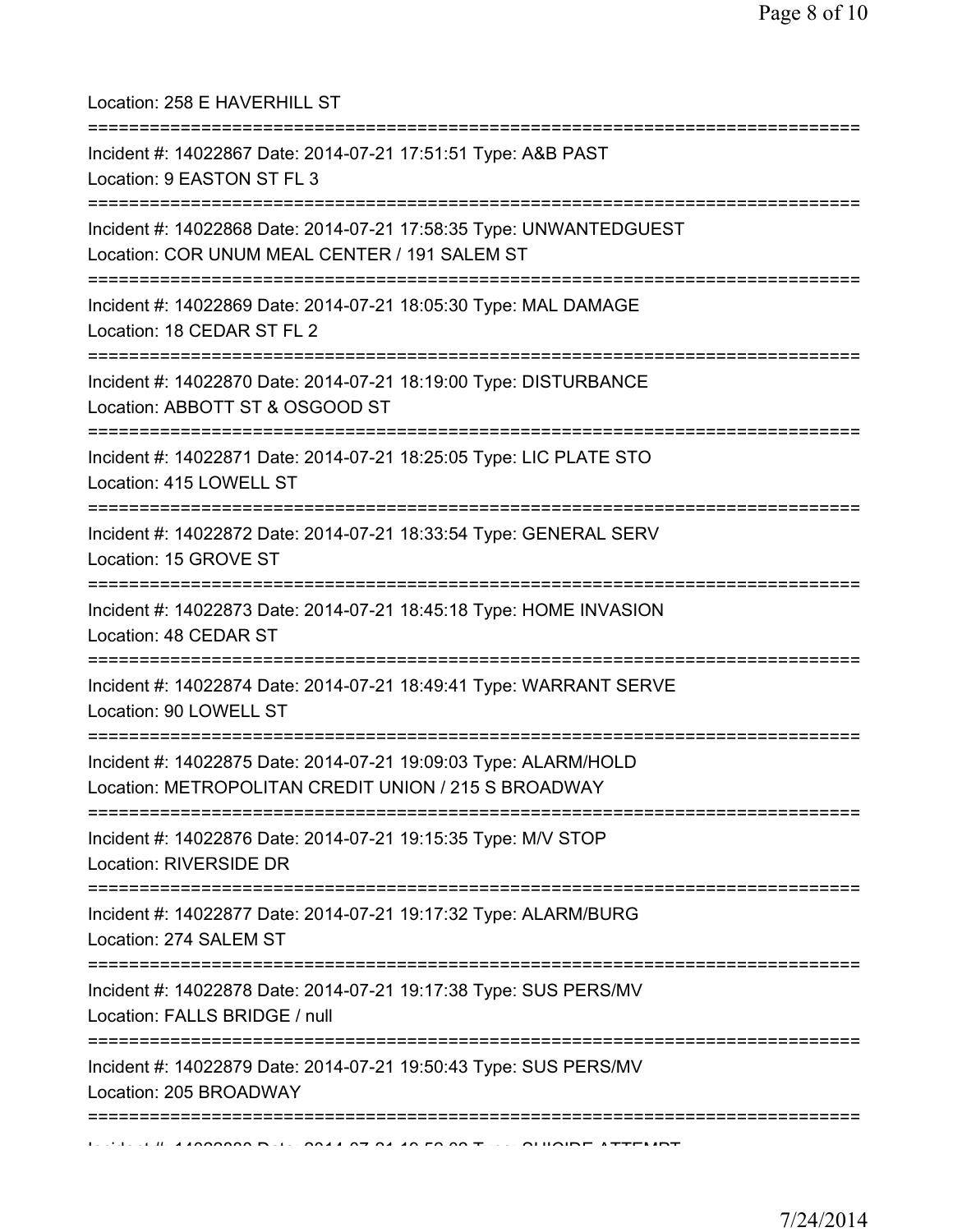Location: 258 E HAVERHILL ST

===========================================================================

Incident #: 14022867 Date: 2014-07-21 17:51:51 Type: A&B PAST
Location: 9 EASTON ST FL 3

===========================================================================

Incident #: 14022868 Date: 2014-07-21 17:58:35 Type: UNWANTEDGUEST
Location: COR UNUM MEAL CENTER / 191 SALEM ST

===========================================================================

Incident #: 14022869 Date: 2014-07-21 18:05:30 Type: MAL DAMAGE
Location: 18 CEDAR ST FL 2

===========================================================================

Incident #: 14022870 Date: 2014-07-21 18:19:00 Type: DISTURBANCE
Location: ABBOTT ST & OSGOOD ST

===========================================================================

Incident #: 14022871 Date: 2014-07-21 18:25:05 Type: LIC PLATE STO
Location: 415 LOWELL ST

===========================================================================

Incident #: 14022872 Date: 2014-07-21 18:33:54 Type: GENERAL SERV
Location: 15 GROVE ST

===========================================================================

Incident #: 14022873 Date: 2014-07-21 18:45:18 Type: HOME INVASION
Location: 48 CEDAR ST

===========================================================================

Incident #: 14022874 Date: 2014-07-21 18:49:41 Type: WARRANT SERVE
Location: 90 LOWELL ST

===========================================================================

Incident #: 14022875 Date: 2014-07-21 19:09:03 Type: ALARM/HOLD
Location: METROPOLITAN CREDIT UNION / 215 S BROADWAY

===========================================================================

Incident #: 14022876 Date: 2014-07-21 19:15:35 Type: M/V STOP
Location: RIVERSIDE DR

===========================================================================

Incident #: 14022877 Date: 2014-07-21 19:17:32 Type: ALARM/BURG
Location: 274 SALEM ST

===========================================================================

Incident #: 14022878 Date: 2014-07-21 19:17:38 Type: SUS PERS/MV
Location: FALLS BRIDGE / null

===========================================================================

Incident #: 14022879 Date: 2014-07-21 19:50:43 Type: SUS PERS/MV
Location: 205 BROADWAY

===========================================================================

Incident #: 14022880 Date: 2014-07-21 19:52:02 Type: SUICIDE ATTEMPT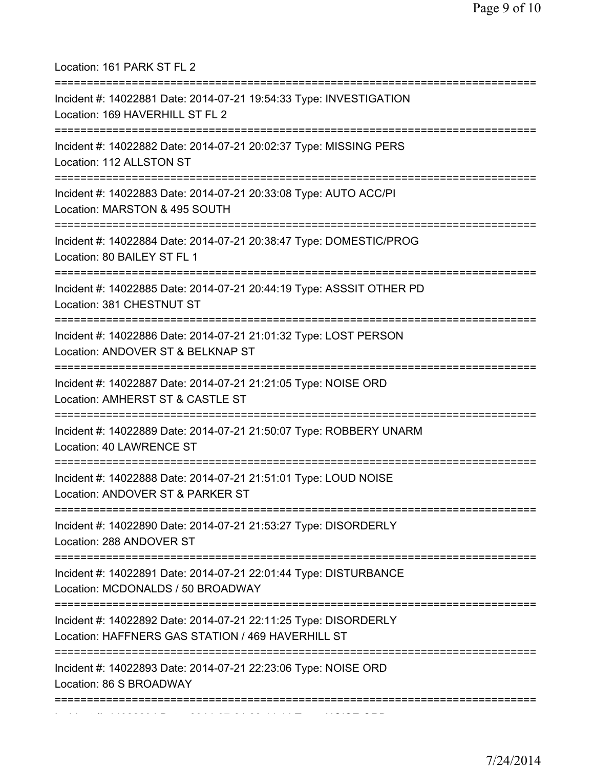Location: 161 PARK ST FL 2

===========================================================================

Incident #: 14022881 Date: 2014-07-21 19:54:33 Type: INVESTIGATION
Location: 169 HAVERHILL ST FL 2

===========================================================================

Incident #: 14022882 Date: 2014-07-21 20:02:37 Type: MISSING PERS
Location: 112 ALLSTON ST

===========================================================================

Incident #: 14022883 Date: 2014-07-21 20:33:08 Type: AUTO ACC/PI
Location: MARSTON & 495 SOUTH

===========================================================================

Incident #: 14022884 Date: 2014-07-21 20:38:47 Type: DOMESTIC/PROG
Location: 80 BAILEY ST FL 1

===========================================================================

Incident #: 14022885 Date: 2014-07-21 20:44:19 Type: ASSSIT OTHER PD
Location: 381 CHESTNUT ST

===========================================================================

Incident #: 14022886 Date: 2014-07-21 21:01:32 Type: LOST PERSON
Location: ANDOVER ST & BELKNAP ST

===========================================================================

Incident #: 14022887 Date: 2014-07-21 21:21:05 Type: NOISE ORD
Location: AMHERST ST & CASTLE ST

===========================================================================

Incident #: 14022889 Date: 2014-07-21 21:50:07 Type: ROBBERY UNARM
Location: 40 LAWRENCE ST

===========================================================================

Incident #: 14022888 Date: 2014-07-21 21:51:01 Type: LOUD NOISE
Location: ANDOVER ST & PARKER ST

===========================================================================

Incident #: 14022890 Date: 2014-07-21 21:53:27 Type: DISORDERLY
Location: 288 ANDOVER ST

===========================================================================

Incident #: 14022891 Date: 2014-07-21 22:01:44 Type: DISTURBANCE
Location: MCDONALDS / 50 BROADWAY

===========================================================================

Incident #: 14022892 Date: 2014-07-21 22:11:25 Type: DISORDERLY
Location: HAFFNERS GAS STATION / 469 HAVERHILL ST

===========================================================================

Incident #: 14022893 Date: 2014-07-21 22:23:06 Type: NOISE ORD
Location: 86 S BROADWAY

===========================================================================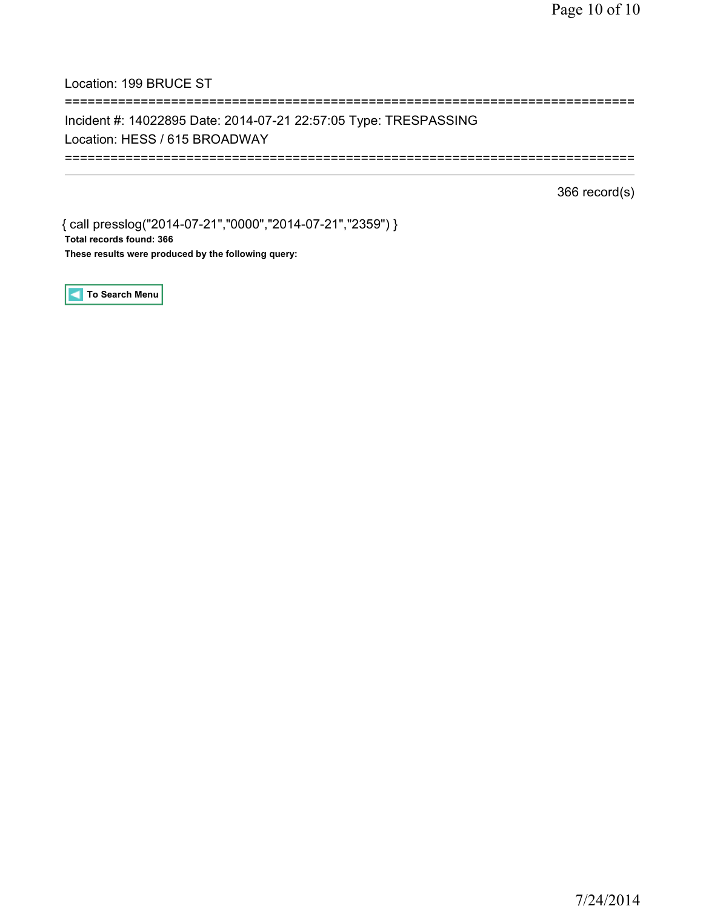Location: 199 BRUCE ST

===========================================================================

Incident #: 14022895 Date: 2014-07-21 22:57:05 Type: TRESPASSING

Location: HESS / 615 BROADWAY

===========================================================================

366 record(s)

{ call presslog("2014-07-21","0000","2014-07-21","2359") }

**Total records found: 366**

**These results were produced by the following query:**

**To Search Menu**